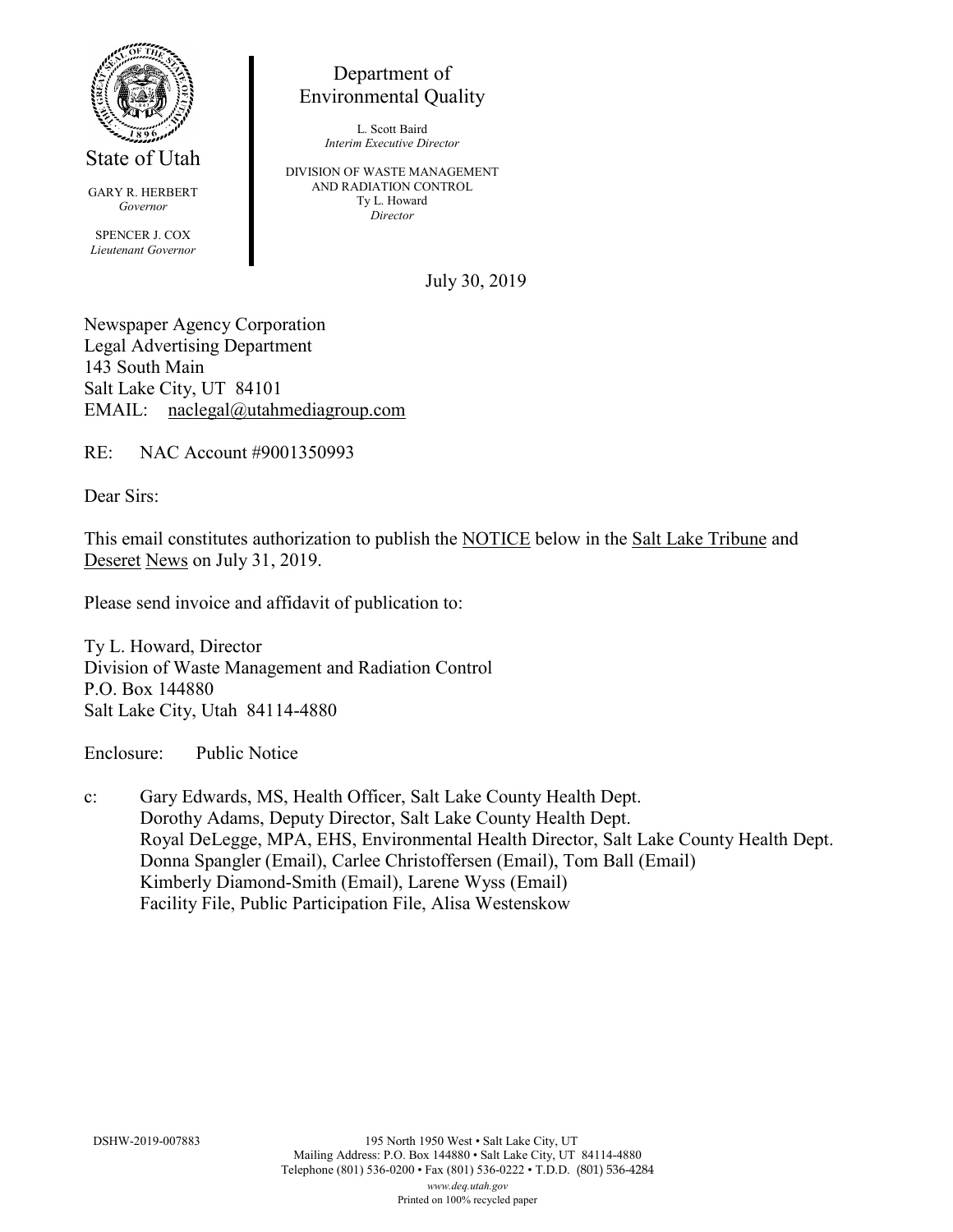State of Utah

GARY R. HERBERT
*Governor*

SPENCER J. COX
*Lieutenant Governor*

Department of
Environmental Quality

L. Scott Baird
*Interim Executive Director*

DIVISION OF WASTE MANAGEMENT
AND RADIATION CONTROL
Ty L. Howard
*Director*

July 30, 2019

Newspaper Agency Corporation
Legal Advertising Department
143 South Main
Salt Lake City, UT 84101
EMAIL: naclegal@utahmediagroup.com

RE: NAC Account #9001350993

Dear Sirs:

This email constitutes authorization to publish the NOTICE below in the Salt Lake Tribune and Deseret News on July 31, 2019.

Please send invoice and affidavit of publication to:

Ty L. Howard, Director
Division of Waste Management and Radiation Control
P.O. Box 144880
Salt Lake City, Utah 84114-4880

Enclosure: Public Notice

c: Gary Edwards, MS, Health Officer, Salt Lake County Health Dept.
Dorothy Adams, Deputy Director, Salt Lake County Health Dept.
Royal DeLegge, MPA, EHS, Environmental Health Director, Salt Lake County Health Dept.
Donna Spangler (Email), Carlee Christoffersen (Email), Tom Ball (Email)
Kimberly Diamond-Smith (Email), Larene Wyss (Email)
Facility File, Public Participation File, Alisa Westenskow

DSHW-2019-007883

195 North 1950 West • Salt Lake City, UT
Mailing Address: P.O. Box 144880 • Salt Lake City, UT 84114-4880
Telephone (801) 536-0200 • Fax (801) 536-0222 • T.D.D. (801) 536-4284
*www.deq.utah.gov*
Printed on 100% recycled paper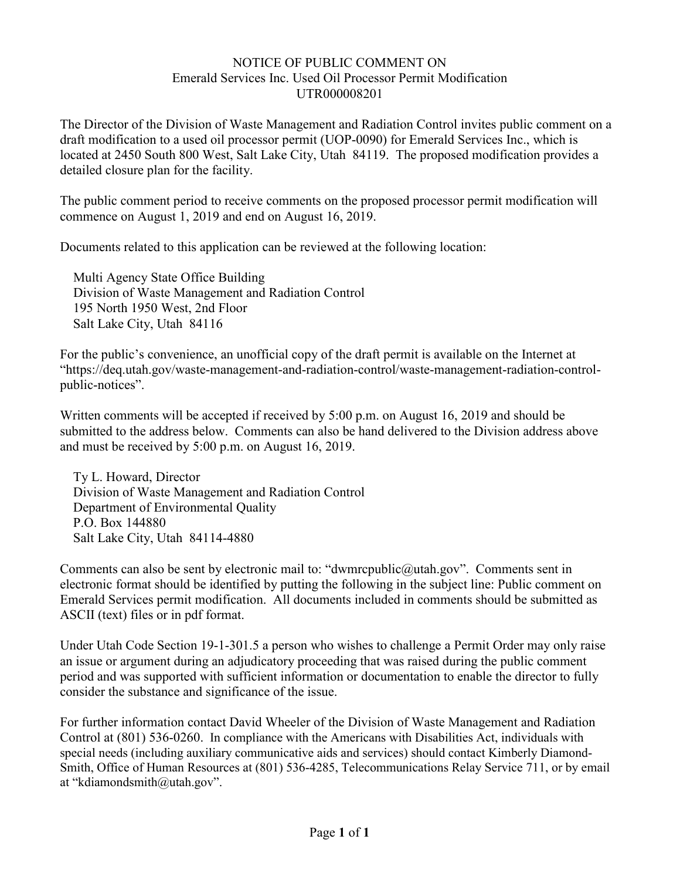# NOTICE OF PUBLIC COMMENT ON
## Emerald Services Inc. Used Oil Processor Permit Modification
## UTR000008201

The Director of the Division of Waste Management and Radiation Control invites public comment on a draft modification to a used oil processor permit (UOP-0090) for Emerald Services Inc., which is located at 2450 South 800 West, Salt Lake City, Utah 84119. The proposed modification provides a detailed closure plan for the facility.

The public comment period to receive comments on the proposed processor permit modification will commence on August 1, 2019 and end on August 16, 2019.

Documents related to this application can be reviewed at the following location:

Multi Agency State Office Building
Division of Waste Management and Radiation Control
195 North 1950 West, 2nd Floor
Salt Lake City, Utah 84116

For the public's convenience, an unofficial copy of the draft permit is available on the Internet at "https://deq.utah.gov/waste-management-and-radiation-control/waste-management-radiation-control-public-notices".

Written comments will be accepted if received by 5:00 p.m. on August 16, 2019 and should be submitted to the address below. Comments can also be hand delivered to the Division address above and must be received by 5:00 p.m. on August 16, 2019.

Ty L. Howard, Director
Division of Waste Management and Radiation Control
Department of Environmental Quality
P.O. Box 144880
Salt Lake City, Utah 84114-4880

Comments can also be sent by electronic mail to: "dwmrcpublic@utah.gov". Comments sent in electronic format should be identified by putting the following in the subject line: Public comment on Emerald Services permit modification. All documents included in comments should be submitted as ASCII (text) files or in pdf format.

Under Utah Code Section 19-1-301.5 a person who wishes to challenge a Permit Order may only raise an issue or argument during an adjudicatory proceeding that was raised during the public comment period and was supported with sufficient information or documentation to enable the director to fully consider the substance and significance of the issue.

For further information contact David Wheeler of the Division of Waste Management and Radiation Control at (801) 536-0260. In compliance with the Americans with Disabilities Act, individuals with special needs (including auxiliary communicative aids and services) should contact Kimberly Diamond-Smith, Office of Human Resources at (801) 536-4285, Telecommunications Relay Service 711, or by email at "kdiamondsmith@utah.gov".